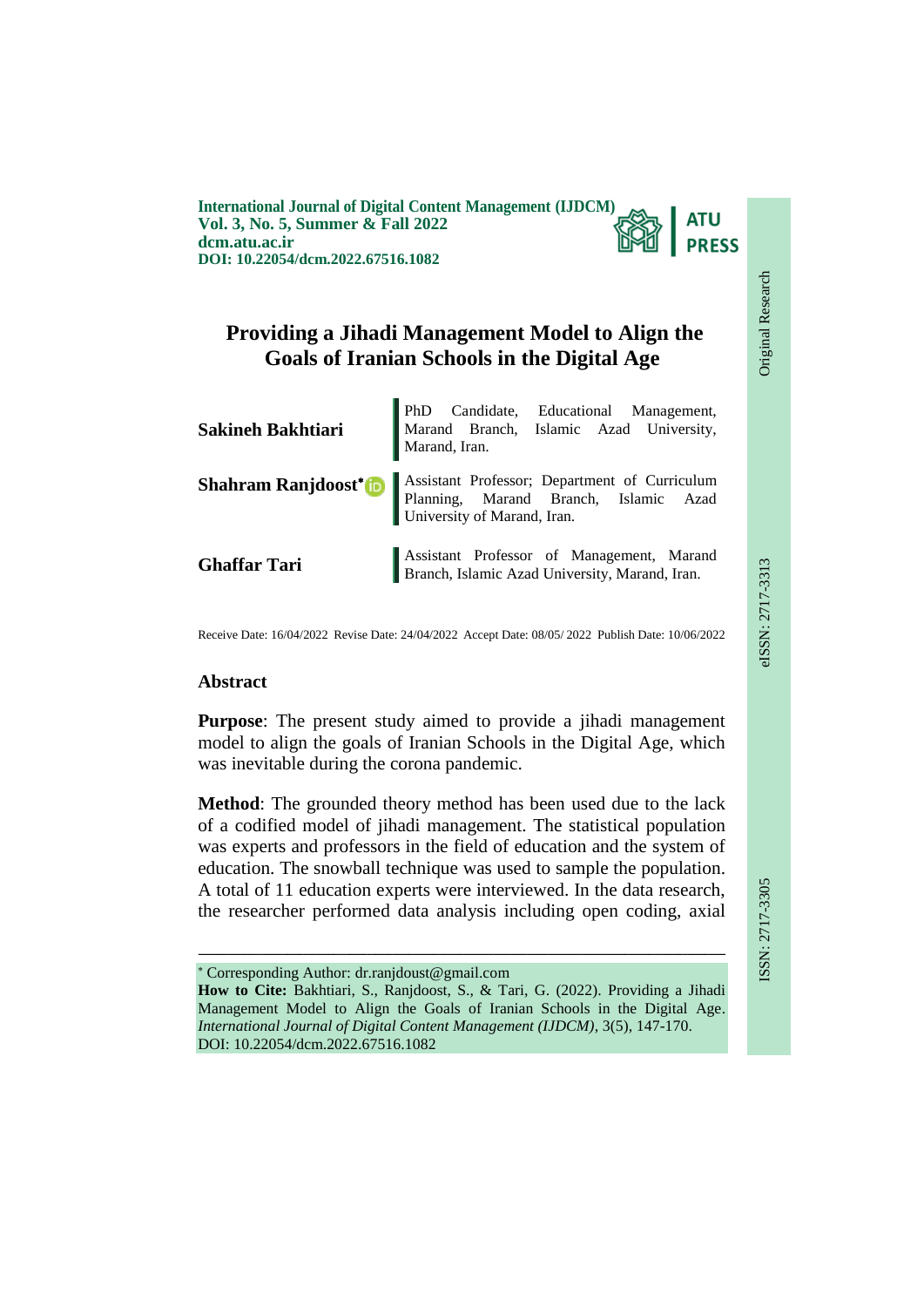International Journal of Digital Content Management (IJDCM)
Vol. 3, No. 5, Summer & Fall 2022
dcm.atu.ac.ir
DOI: 10.22054/dcm.2022.67516.1082

ATU PRESS

Original Research

eISSN: 2717-3313

ISSN: 2717-3305

# Providing a Jihadi Management Model to Align the Goals of Iranian Schools in the Digital Age

**Sakineh Bakhtiari** — PhD Candidate, Educational Management, Marand Branch, Islamic Azad University, Marand, Iran.

**Shahram Ranjdoost*** — Assistant Professor; Department of Curriculum Planning, Marand Branch, Islamic Azad University of Marand, Iran.

**Ghaffar Tari** — Assistant Professor of Management, Marand Branch, Islamic Azad University, Marand, Iran.

Receive Date: 16/04/2022 Revise Date: 24/04/2022 Accept Date: 08/05/ 2022 Publish Date: 10/06/2022

## Abstract

**Purpose**: The present study aimed to provide a jihadi management model to align the goals of Iranian Schools in the Digital Age, which was inevitable during the corona pandemic.

**Method**: The grounded theory method has been used due to the lack of a codified model of jihadi management. The statistical population was experts and professors in the field of education and the system of education. The snowball technique was used to sample the population. A total of 11 education experts were interviewed. In the data research, the researcher performed data analysis including open coding, axial

---

* Corresponding Author: dr.ranjdoust@gmail.com

**How to Cite:** Bakhtiari, S., Ranjdoost, S., & Tari, G. (2022). Providing a Jihadi Management Model to Align the Goals of Iranian Schools in the Digital Age. *International Journal of Digital Content Management (IJDCM)*, 3(5), 147-170. DOI: 10.22054/dcm.2022.67516.1082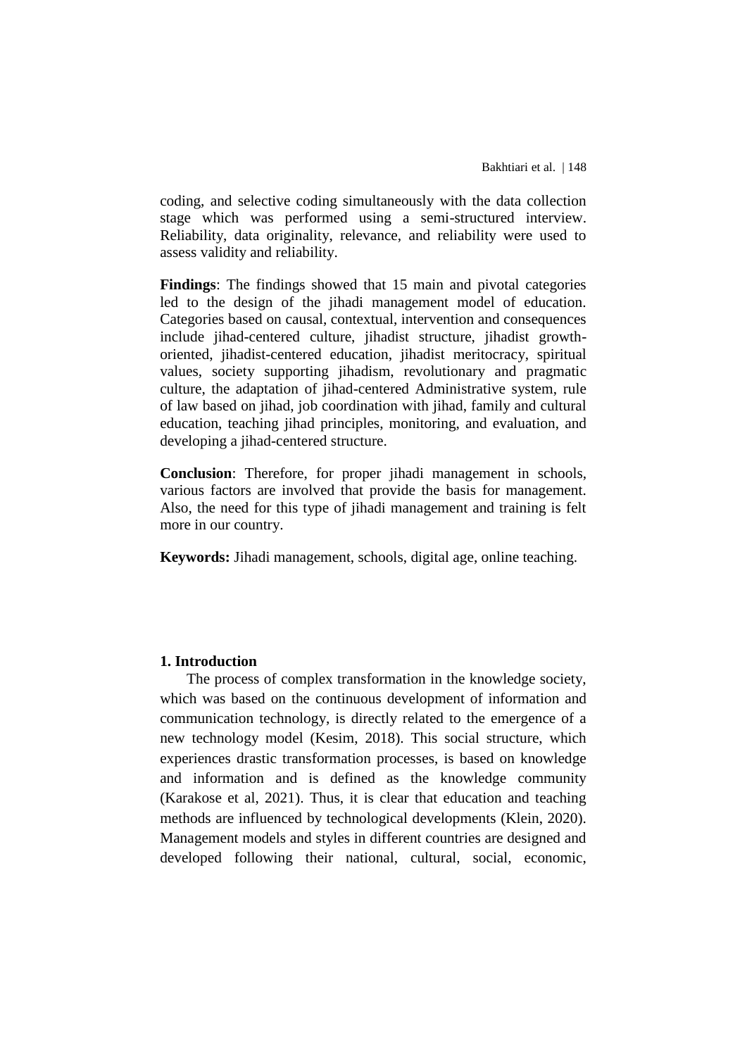coding, and selective coding simultaneously with the data collection stage which was performed using a semi-structured interview. Reliability, data originality, relevance, and reliability were used to assess validity and reliability.

**Findings**: The findings showed that 15 main and pivotal categories led to the design of the jihadi management model of education. Categories based on causal, contextual, intervention and consequences include jihad-centered culture, jihadist structure, jihadist growth-oriented, jihadist-centered education, jihadist meritocracy, spiritual values, society supporting jihadism, revolutionary and pragmatic culture, the adaptation of jihad-centered Administrative system, rule of law based on jihad, job coordination with jihad, family and cultural education, teaching jihad principles, monitoring, and evaluation, and developing a jihad-centered structure.

**Conclusion**: Therefore, for proper jihadi management in schools, various factors are involved that provide the basis for management. Also, the need for this type of jihadi management and training is felt more in our country.

**Keywords:** Jihadi management, schools, digital age, online teaching.

## 1. Introduction

The process of complex transformation in the knowledge society, which was based on the continuous development of information and communication technology, is directly related to the emergence of a new technology model (Kesim, 2018). This social structure, which experiences drastic transformation processes, is based on knowledge and information and is defined as the knowledge community (Karakose et al, 2021). Thus, it is clear that education and teaching methods are influenced by technological developments (Klein, 2020). Management models and styles in different countries are designed and developed following their national, cultural, social, economic,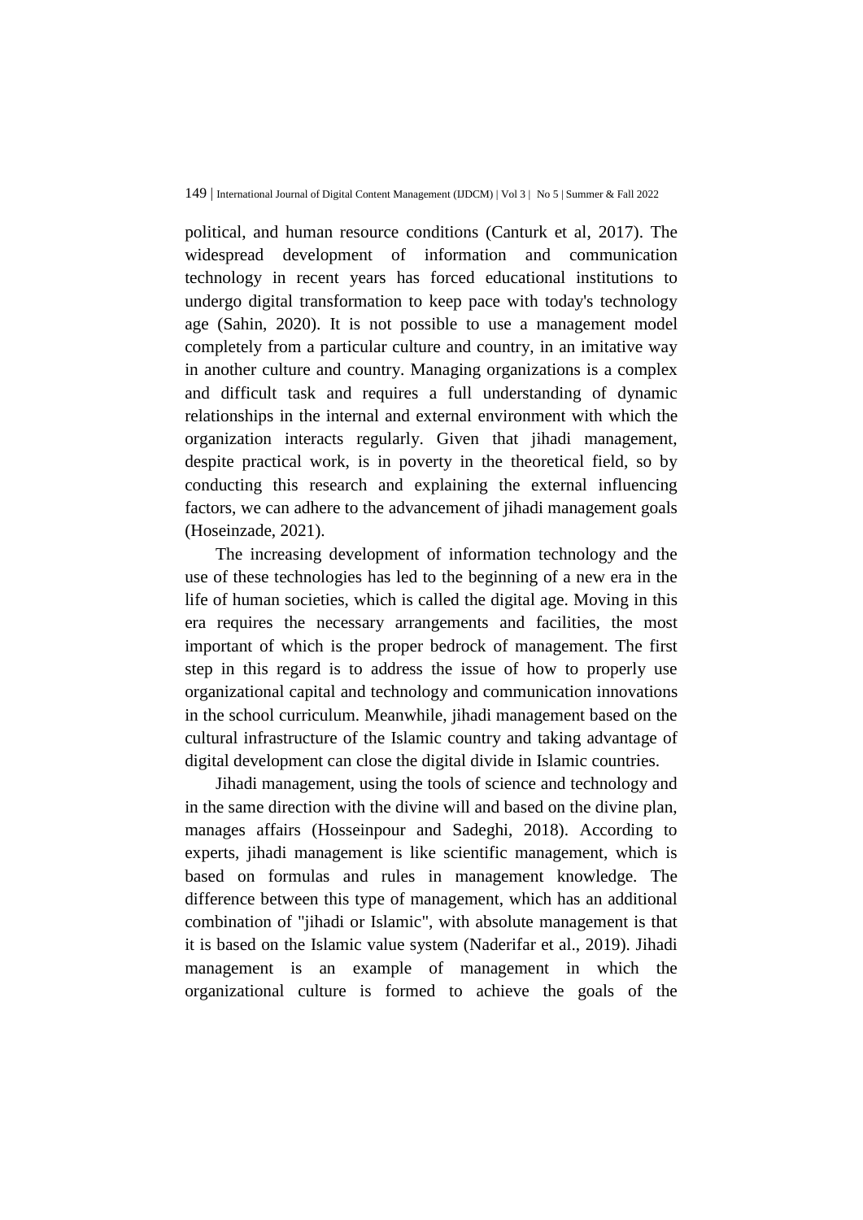political, and human resource conditions (Canturk et al, 2017). The widespread development of information and communication technology in recent years has forced educational institutions to undergo digital transformation to keep pace with today's technology age (Sahin, 2020). It is not possible to use a management model completely from a particular culture and country, in an imitative way in another culture and country. Managing organizations is a complex and difficult task and requires a full understanding of dynamic relationships in the internal and external environment with which the organization interacts regularly. Given that jihadi management, despite practical work, is in poverty in the theoretical field, so by conducting this research and explaining the external influencing factors, we can adhere to the advancement of jihadi management goals (Hoseinzade, 2021).

The increasing development of information technology and the use of these technologies has led to the beginning of a new era in the life of human societies, which is called the digital age. Moving in this era requires the necessary arrangements and facilities, the most important of which is the proper bedrock of management. The first step in this regard is to address the issue of how to properly use organizational capital and technology and communication innovations in the school curriculum. Meanwhile, jihadi management based on the cultural infrastructure of the Islamic country and taking advantage of digital development can close the digital divide in Islamic countries.

Jihadi management, using the tools of science and technology and in the same direction with the divine will and based on the divine plan, manages affairs (Hosseinpour and Sadeghi, 2018). According to experts, jihadi management is like scientific management, which is based on formulas and rules in management knowledge. The difference between this type of management, which has an additional combination of "jihadi or Islamic", with absolute management is that it is based on the Islamic value system (Naderifar et al., 2019). Jihadi management is an example of management in which the organizational culture is formed to achieve the goals of the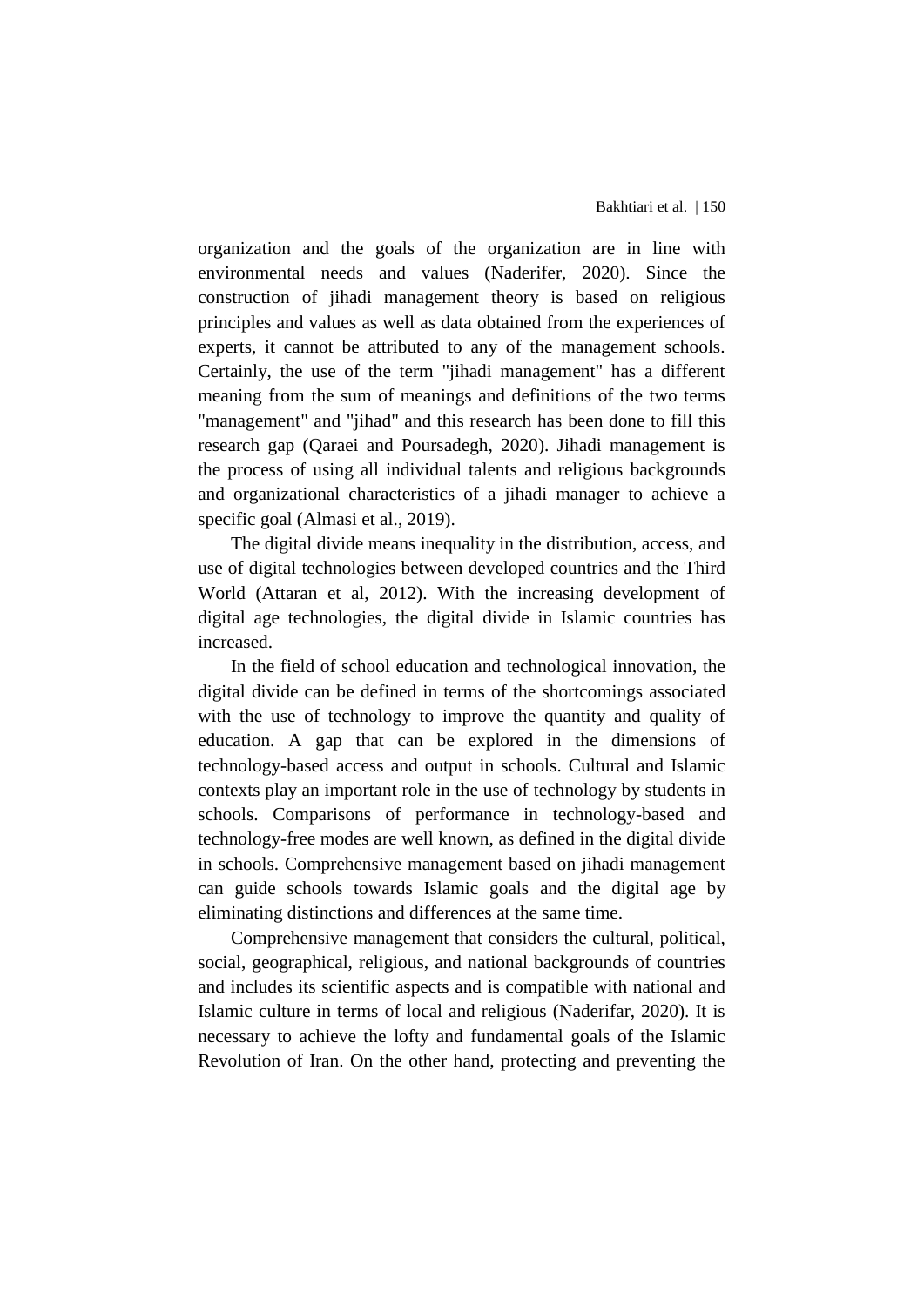organization and the goals of the organization are in line with environmental needs and values (Naderifer, 2020). Since the construction of jihadi management theory is based on religious principles and values as well as data obtained from the experiences of experts, it cannot be attributed to any of the management schools. Certainly, the use of the term "jihadi management" has a different meaning from the sum of meanings and definitions of the two terms "management" and "jihad" and this research has been done to fill this research gap (Qaraei and Poursadegh, 2020). Jihadi management is the process of using all individual talents and religious backgrounds and organizational characteristics of a jihadi manager to achieve a specific goal (Almasi et al., 2019).

The digital divide means inequality in the distribution, access, and use of digital technologies between developed countries and the Third World (Attaran et al, 2012). With the increasing development of digital age technologies, the digital divide in Islamic countries has increased.

In the field of school education and technological innovation, the digital divide can be defined in terms of the shortcomings associated with the use of technology to improve the quantity and quality of education. A gap that can be explored in the dimensions of technology-based access and output in schools. Cultural and Islamic contexts play an important role in the use of technology by students in schools. Comparisons of performance in technology-based and technology-free modes are well known, as defined in the digital divide in schools. Comprehensive management based on jihadi management can guide schools towards Islamic goals and the digital age by eliminating distinctions and differences at the same time.

Comprehensive management that considers the cultural, political, social, geographical, religious, and national backgrounds of countries and includes its scientific aspects and is compatible with national and Islamic culture in terms of local and religious (Naderifar, 2020). It is necessary to achieve the lofty and fundamental goals of the Islamic Revolution of Iran. On the other hand, protecting and preventing the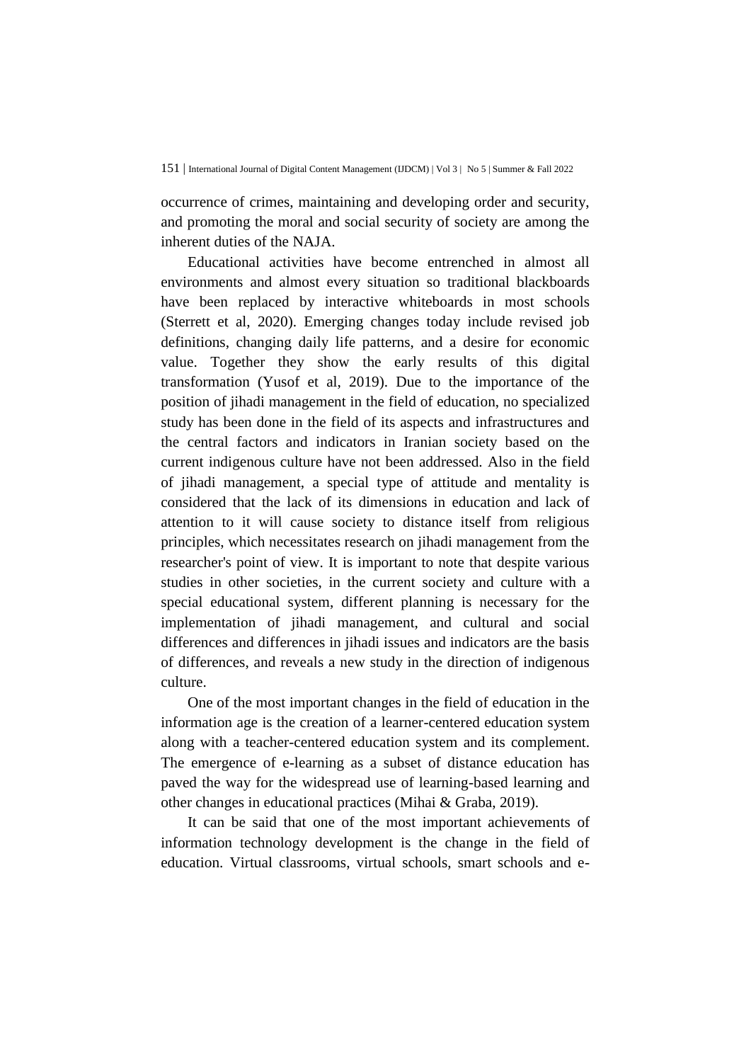occurrence of crimes, maintaining and developing order and security, and promoting the moral and social security of society are among the inherent duties of the NAJA.

Educational activities have become entrenched in almost all environments and almost every situation so traditional blackboards have been replaced by interactive whiteboards in most schools (Sterrett et al, 2020). Emerging changes today include revised job definitions, changing daily life patterns, and a desire for economic value. Together they show the early results of this digital transformation (Yusof et al, 2019). Due to the importance of the position of jihadi management in the field of education, no specialized study has been done in the field of its aspects and infrastructures and the central factors and indicators in Iranian society based on the current indigenous culture have not been addressed. Also in the field of jihadi management, a special type of attitude and mentality is considered that the lack of its dimensions in education and lack of attention to it will cause society to distance itself from religious principles, which necessitates research on jihadi management from the researcher's point of view. It is important to note that despite various studies in other societies, in the current society and culture with a special educational system, different planning is necessary for the implementation of jihadi management, and cultural and social differences and differences in jihadi issues and indicators are the basis of differences, and reveals a new study in the direction of indigenous culture.

One of the most important changes in the field of education in the information age is the creation of a learner-centered education system along with a teacher-centered education system and its complement. The emergence of e-learning as a subset of distance education has paved the way for the widespread use of learning-based learning and other changes in educational practices (Mihai & Graba, 2019).

It can be said that one of the most important achievements of information technology development is the change in the field of education. Virtual classrooms, virtual schools, smart schools and e-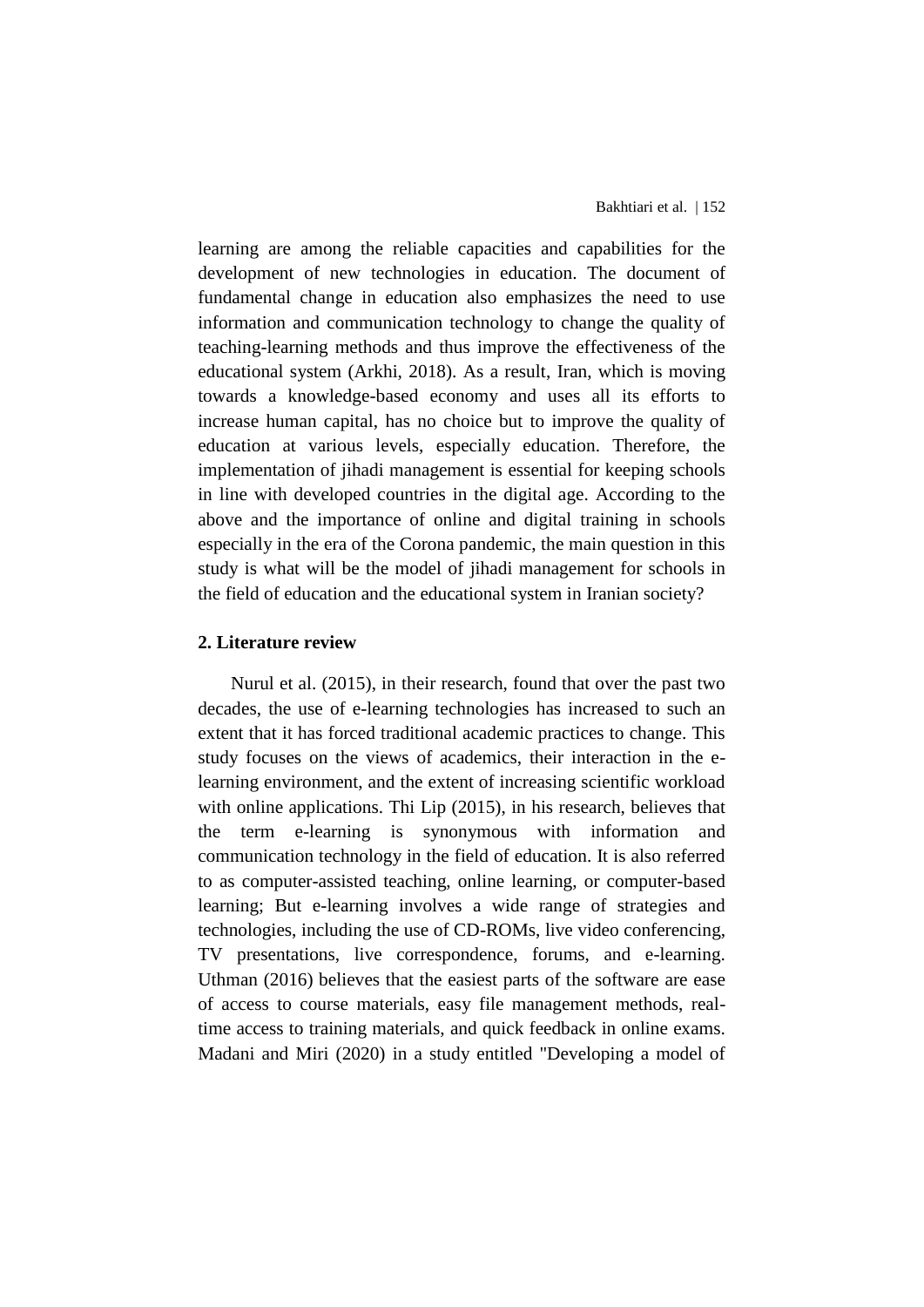learning are among the reliable capacities and capabilities for the development of new technologies in education. The document of fundamental change in education also emphasizes the need to use information and communication technology to change the quality of teaching-learning methods and thus improve the effectiveness of the educational system (Arkhi, 2018). As a result, Iran, which is moving towards a knowledge-based economy and uses all its efforts to increase human capital, has no choice but to improve the quality of education at various levels, especially education. Therefore, the implementation of jihadi management is essential for keeping schools in line with developed countries in the digital age. According to the above and the importance of online and digital training in schools especially in the era of the Corona pandemic, the main question in this study is what will be the model of jihadi management for schools in the field of education and the educational system in Iranian society?

## 2. Literature review

Nurul et al. (2015), in their research, found that over the past two decades, the use of e-learning technologies has increased to such an extent that it has forced traditional academic practices to change. This study focuses on the views of academics, their interaction in the e-learning environment, and the extent of increasing scientific workload with online applications. Thi Lip (2015), in his research, believes that the term e-learning is synonymous with information and communication technology in the field of education. It is also referred to as computer-assisted teaching, online learning, or computer-based learning; But e-learning involves a wide range of strategies and technologies, including the use of CD-ROMs, live video conferencing, TV presentations, live correspondence, forums, and e-learning. Uthman (2016) believes that the easiest parts of the software are ease of access to course materials, easy file management methods, real-time access to training materials, and quick feedback in online exams. Madani and Miri (2020) in a study entitled "Developing a model of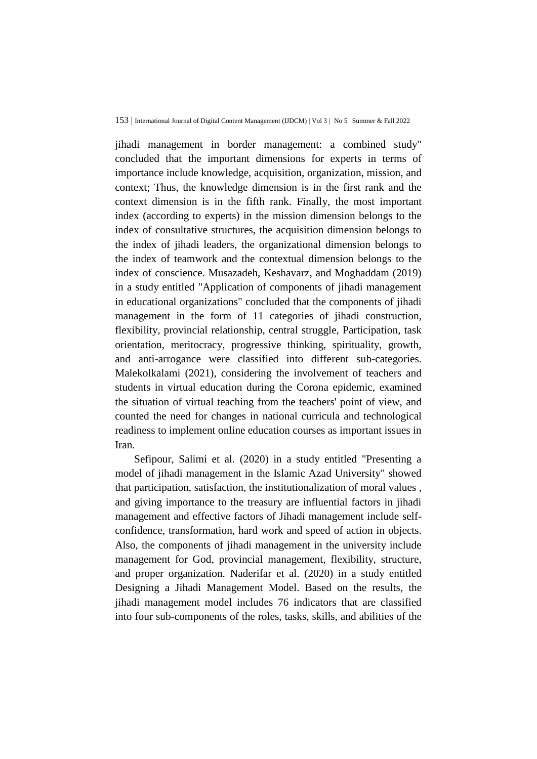jihadi management in border management: a combined study" concluded that the important dimensions for experts in terms of importance include knowledge, acquisition, organization, mission, and context; Thus, the knowledge dimension is in the first rank and the context dimension is in the fifth rank. Finally, the most important index (according to experts) in the mission dimension belongs to the index of consultative structures, the acquisition dimension belongs to the index of jihadi leaders, the organizational dimension belongs to the index of teamwork and the contextual dimension belongs to the index of conscience. Musazadeh, Keshavarz, and Moghaddam (2019) in a study entitled "Application of components of jihadi management in educational organizations" concluded that the components of jihadi management in the form of 11 categories of jihadi construction, flexibility, provincial relationship, central struggle, Participation, task orientation, meritocracy, progressive thinking, spirituality, growth, and anti-arrogance were classified into different sub-categories. Malekolkalami (2021), considering the involvement of teachers and students in virtual education during the Corona epidemic, examined the situation of virtual teaching from the teachers' point of view, and counted the need for changes in national curricula and technological readiness to implement online education courses as important issues in Iran.

Sefipour, Salimi et al. (2020) in a study entitled "Presenting a model of jihadi management in the Islamic Azad University" showed that participation, satisfaction, the institutionalization of moral values , and giving importance to the treasury are influential factors in jihadi management and effective factors of Jihadi management include self-confidence, transformation, hard work and speed of action in objects. Also, the components of jihadi management in the university include management for God, provincial management, flexibility, structure, and proper organization. Naderifar et al. (2020) in a study entitled Designing a Jihadi Management Model. Based on the results, the jihadi management model includes 76 indicators that are classified into four sub-components of the roles, tasks, skills, and abilities of the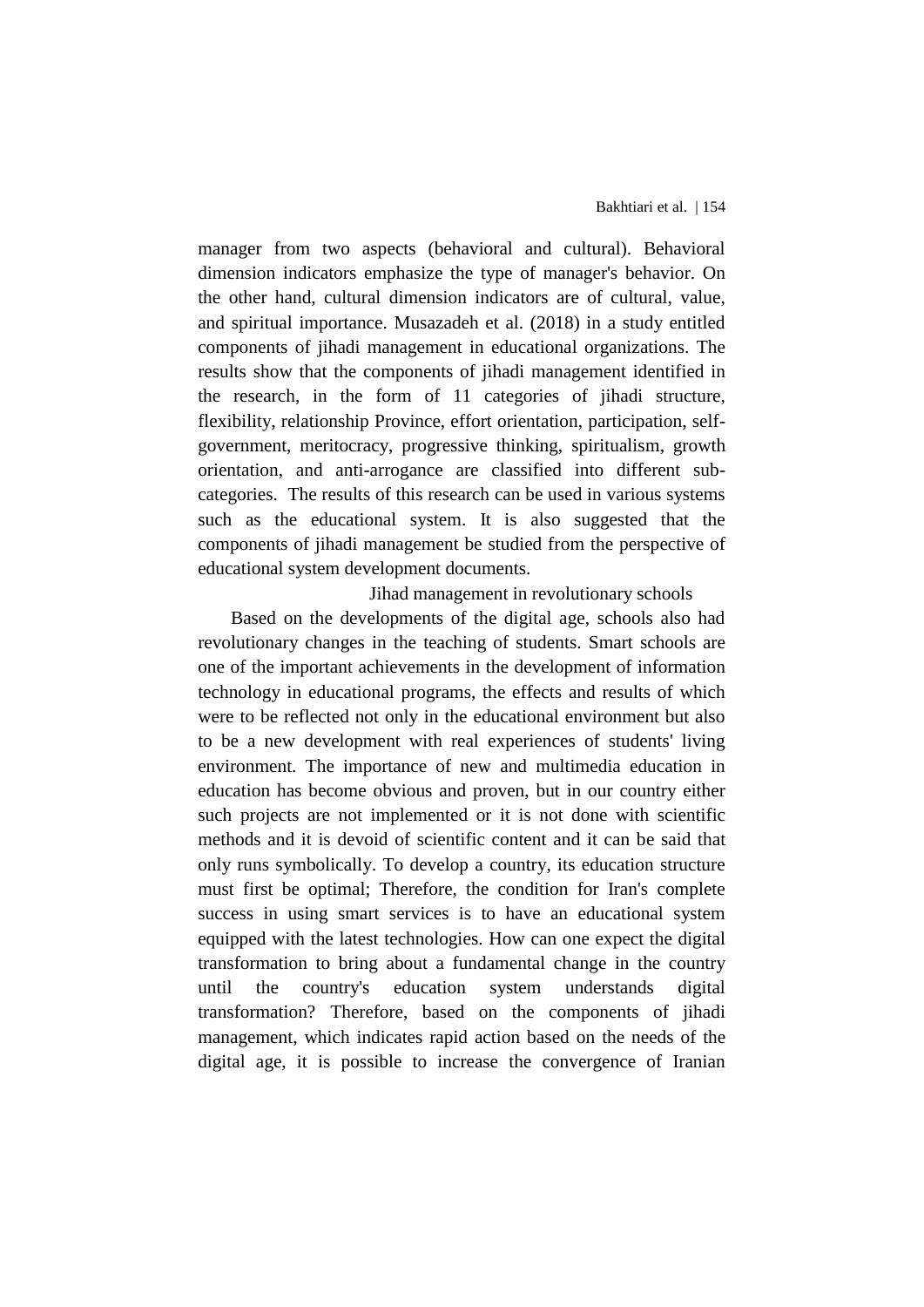manager from two aspects (behavioral and cultural). Behavioral dimension indicators emphasize the type of manager's behavior. On the other hand, cultural dimension indicators are of cultural, value, and spiritual importance. Musazadeh et al. (2018) in a study entitled components of jihadi management in educational organizations. The results show that the components of jihadi management identified in the research, in the form of 11 categories of jihadi structure, flexibility, relationship Province, effort orientation, participation, self-government, meritocracy, progressive thinking, spiritualism, growth orientation, and anti-arrogance are classified into different sub-categories. The results of this research can be used in various systems such as the educational system. It is also suggested that the components of jihadi management be studied from the perspective of educational system development documents.

## Jihad management in revolutionary schools

Based on the developments of the digital age, schools also had revolutionary changes in the teaching of students. Smart schools are one of the important achievements in the development of information technology in educational programs, the effects and results of which were to be reflected not only in the educational environment but also to be a new development with real experiences of students' living environment. The importance of new and multimedia education in education has become obvious and proven, but in our country either such projects are not implemented or it is not done with scientific methods and it is devoid of scientific content and it can be said that only runs symbolically. To develop a country, its education structure must first be optimal; Therefore, the condition for Iran's complete success in using smart services is to have an educational system equipped with the latest technologies. How can one expect the digital transformation to bring about a fundamental change in the country until the country's education system understands digital transformation? Therefore, based on the components of jihadi management, which indicates rapid action based on the needs of the digital age, it is possible to increase the convergence of Iranian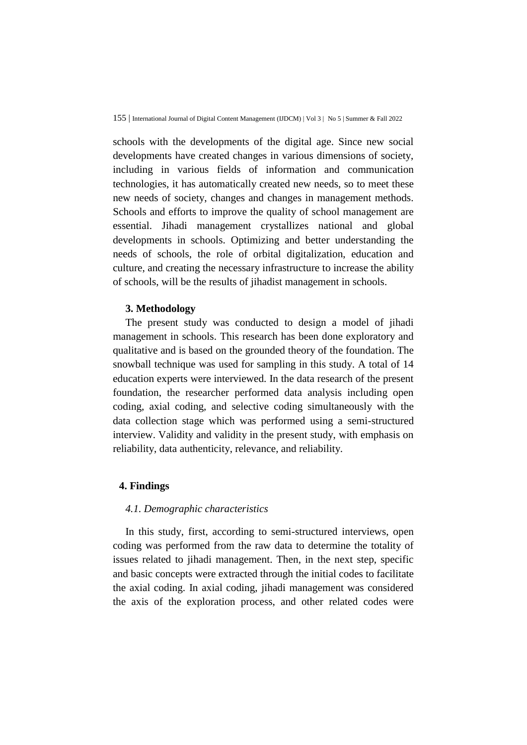schools with the developments of the digital age. Since new social developments have created changes in various dimensions of society, including in various fields of information and communication technologies, it has automatically created new needs, so to meet these new needs of society, changes and changes in management methods. Schools and efforts to improve the quality of school management are essential. Jihadi management crystallizes national and global developments in schools. Optimizing and better understanding the needs of schools, the role of orbital digitalization, education and culture, and creating the necessary infrastructure to increase the ability of schools, will be the results of jihadist management in schools.

## 3. Methodology

The present study was conducted to design a model of jihadi management in schools. This research has been done exploratory and qualitative and is based on the grounded theory of the foundation. The snowball technique was used for sampling in this study. A total of 14 education experts were interviewed. In the data research of the present foundation, the researcher performed data analysis including open coding, axial coding, and selective coding simultaneously with the data collection stage which was performed using a semi-structured interview. Validity and validity in the present study, with emphasis on reliability, data authenticity, relevance, and reliability.

## 4. Findings

### *4.1. Demographic characteristics*

In this study, first, according to semi-structured interviews, open coding was performed from the raw data to determine the totality of issues related to jihadi management. Then, in the next step, specific and basic concepts were extracted through the initial codes to facilitate the axial coding. In axial coding, jihadi management was considered the axis of the exploration process, and other related codes were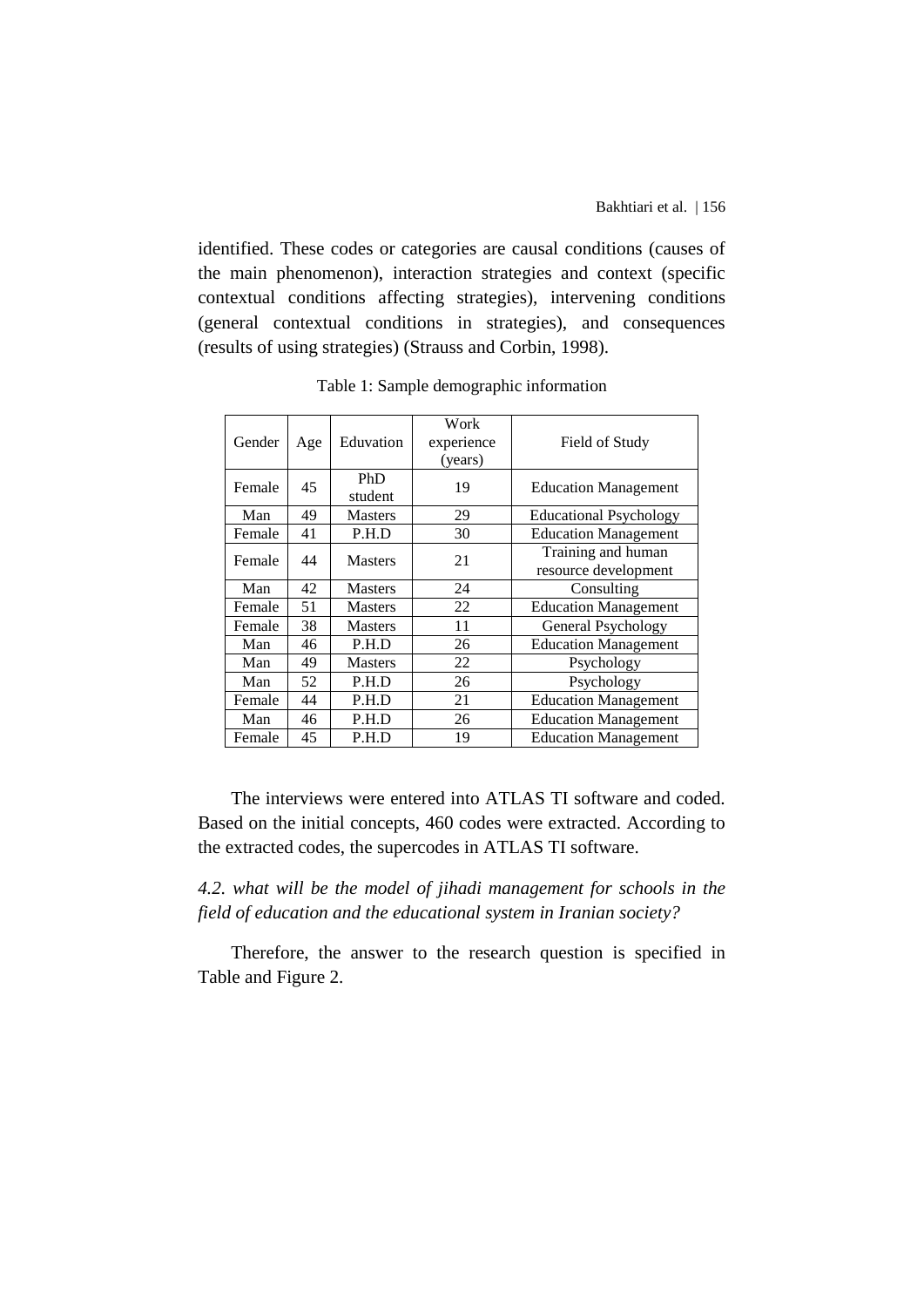identified. These codes or categories are causal conditions (causes of the main phenomenon), interaction strategies and context (specific contextual conditions affecting strategies), intervening conditions (general contextual conditions in strategies), and consequences (results of using strategies) (Strauss and Corbin, 1998).

Table 1: Sample demographic information

| Gender | Age | Eduvation | Work experience (years) | Field of Study |
|---|---|---|---|---|
| Female | 45 | PhD student | 19 | Education Management |
| Man | 49 | Masters | 29 | Educational Psychology |
| Female | 41 | P.H.D | 30 | Education Management |
| Female | 44 | Masters | 21 | Training and human resource development |
| Man | 42 | Masters | 24 | Consulting |
| Female | 51 | Masters | 22 | Education Management |
| Female | 38 | Masters | 11 | General Psychology |
| Man | 46 | P.H.D | 26 | Education Management |
| Man | 49 | Masters | 22 | Psychology |
| Man | 52 | P.H.D | 26 | Psychology |
| Female | 44 | P.H.D | 21 | Education Management |
| Man | 46 | P.H.D | 26 | Education Management |
| Female | 45 | P.H.D | 19 | Education Management |

The interviews were entered into ATLAS TI software and coded. Based on the initial concepts, 460 codes were extracted. According to the extracted codes, the supercodes in ATLAS TI software.

*4.2. what will be the model of jihadi management for schools in the field of education and the educational system in Iranian society?*

Therefore, the answer to the research question is specified in Table and Figure 2.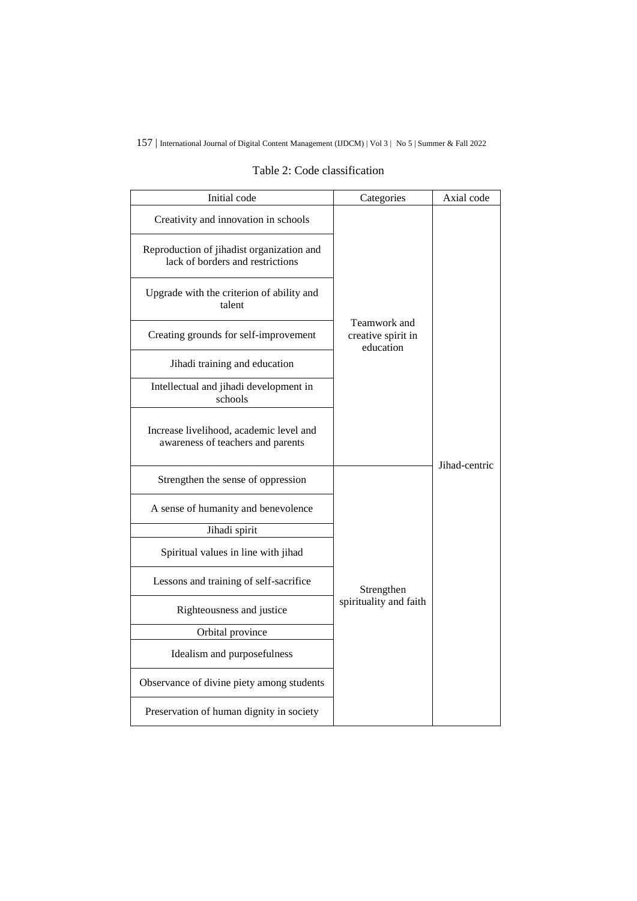Table 2: Code classification

| Initial code | Categories | Axial code |
|---|---|---|
| Creativity and innovation in schools | Teamwork and creative spirit in education | Jihad-centric |
| Reproduction of jihadist organization and lack of borders and restrictions | | |
| Upgrade with the criterion of ability and talent | | |
| Creating grounds for self-improvement | | |
| Jihadi training and education | | |
| Intellectual and jihadi development in schools | | |
| Increase livelihood, academic level and awareness of teachers and parents | | |
| Strengthen the sense of oppression | Strengthen spirituality and faith | |
| A sense of humanity and benevolence | | |
| Jihadi spirit | | |
| Spiritual values in line with jihad | | |
| Lessons and training of self-sacrifice | | |
| Righteousness and justice | | |
| Orbital province | | |
| Idealism and purposefulness | | |
| Observance of divine piety among students | | |
| Preservation of human dignity in society | | |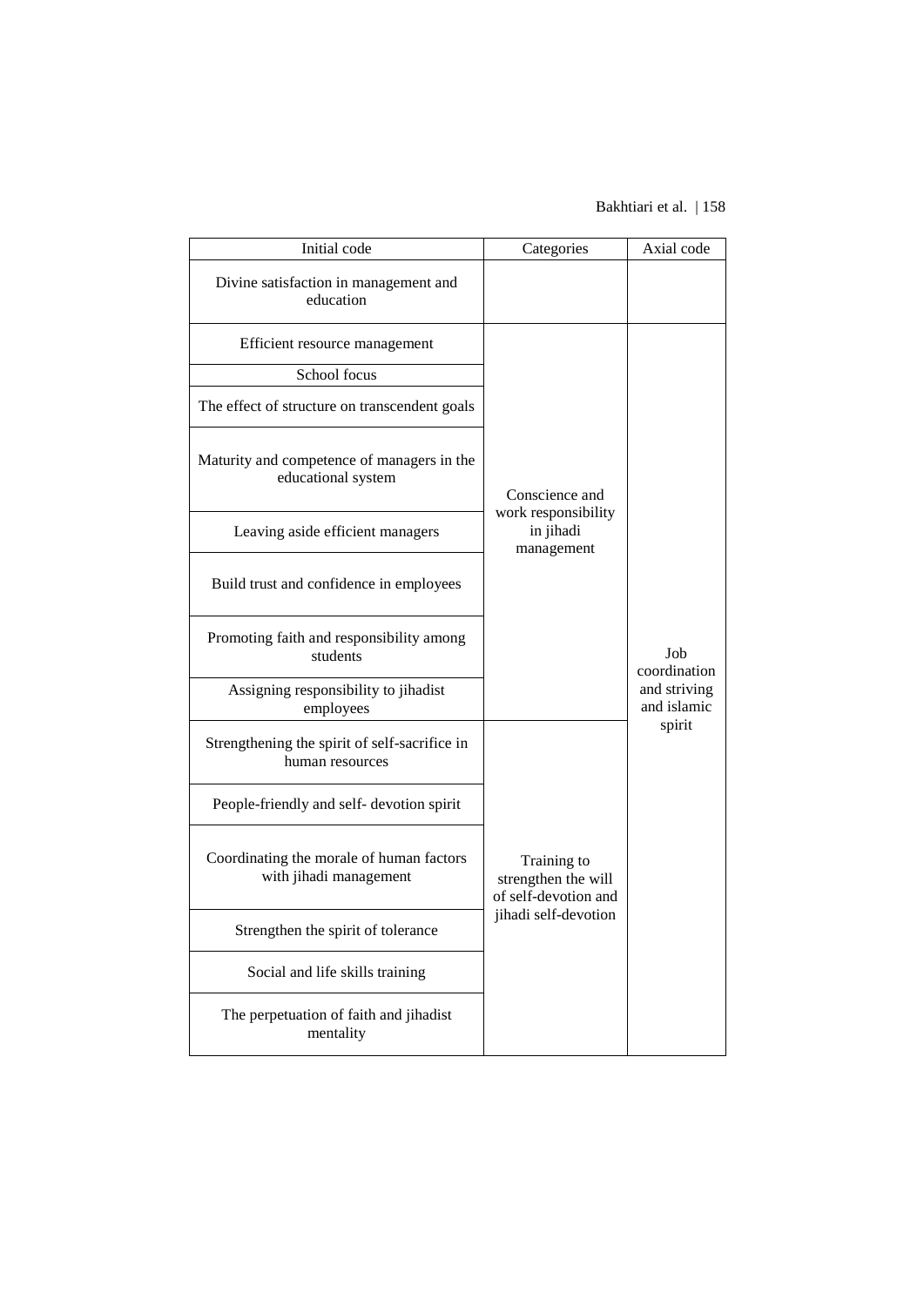| Initial code | Categories | Axial code |
|---|---|---|
| Divine satisfaction in management and education | | |
| Efficient resource management | Conscience and work responsibility in jihadi management | Job coordination and striving and islamic spirit |
| School focus | | |
| The effect of structure on transcendent goals | | |
| Maturity and competence of managers in the educational system | | |
| Leaving aside efficient managers | | |
| Build trust and confidence in employees | | |
| Promoting faith and responsibility among students | | |
| Assigning responsibility to jihadist employees | | |
| Strengthening the spirit of self-sacrifice in human resources | Training to strengthen the will of self-devotion and jihadi self-devotion | |
| People-friendly and self- devotion spirit | | |
| Coordinating the morale of human factors with jihadi management | | |
| Strengthen the spirit of tolerance | | |
| Social and life skills training | | |
| The perpetuation of faith and jihadist mentality | | |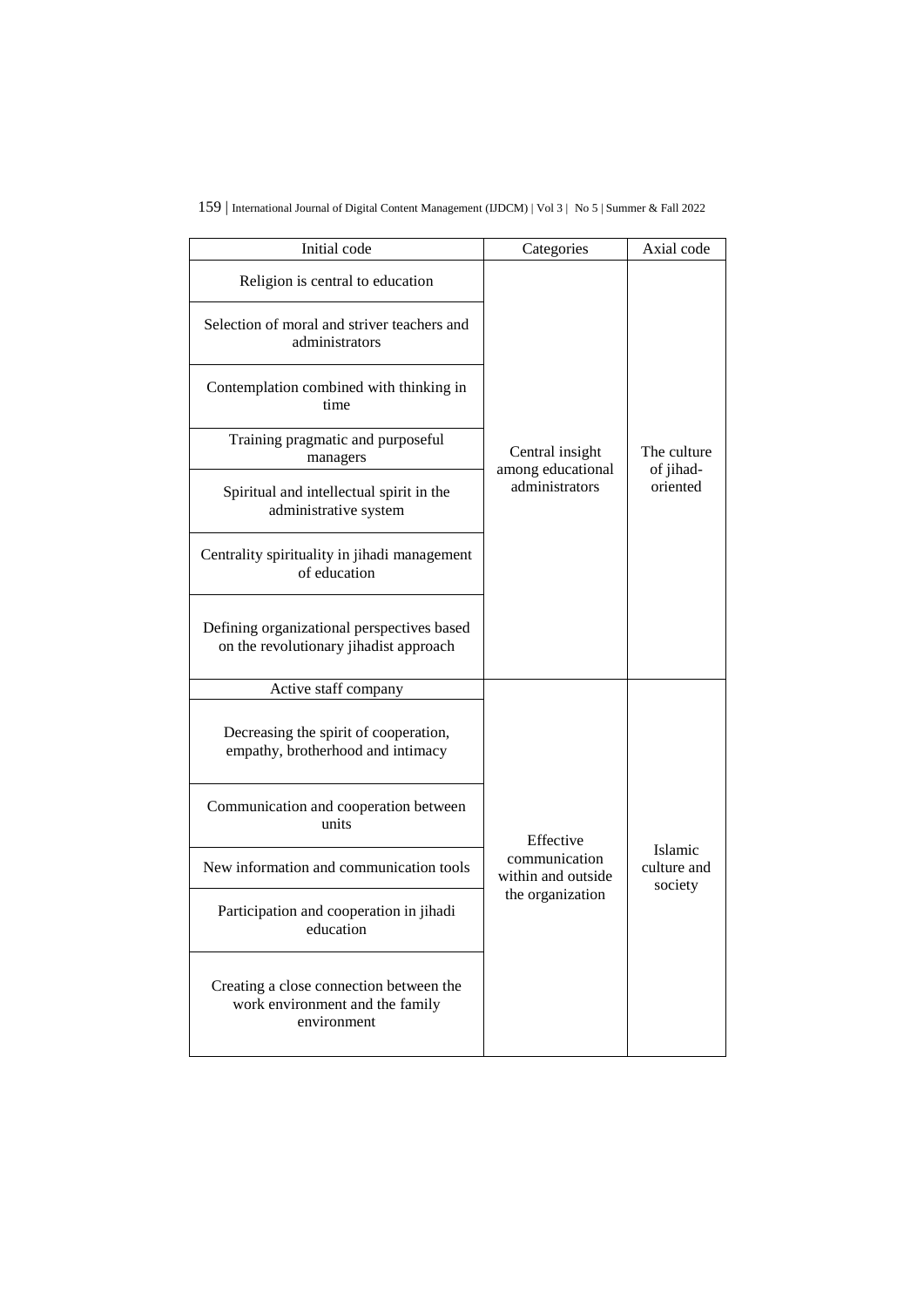| Initial code | Categories | Axial code |
|---|---|---|
| Religion is central to education | Central insight among educational administrators | The culture of jihad-oriented |
| Selection of moral and striver teachers and administrators | | |
| Contemplation combined with thinking in time | | |
| Training pragmatic and purposeful managers | | |
| Spiritual and intellectual spirit in the administrative system | | |
| Centrality spirituality in jihadi management of education | | |
| Defining organizational perspectives based on the revolutionary jihadist approach | | |
| Active staff company | Effective communication within and outside the organization | Islamic culture and society |
| Decreasing the spirit of cooperation, empathy, brotherhood and intimacy | | |
| Communication and cooperation between units | | |
| New information and communication tools | | |
| Participation and cooperation in jihadi education | | |
| Creating a close connection between the work environment and the family environment | | |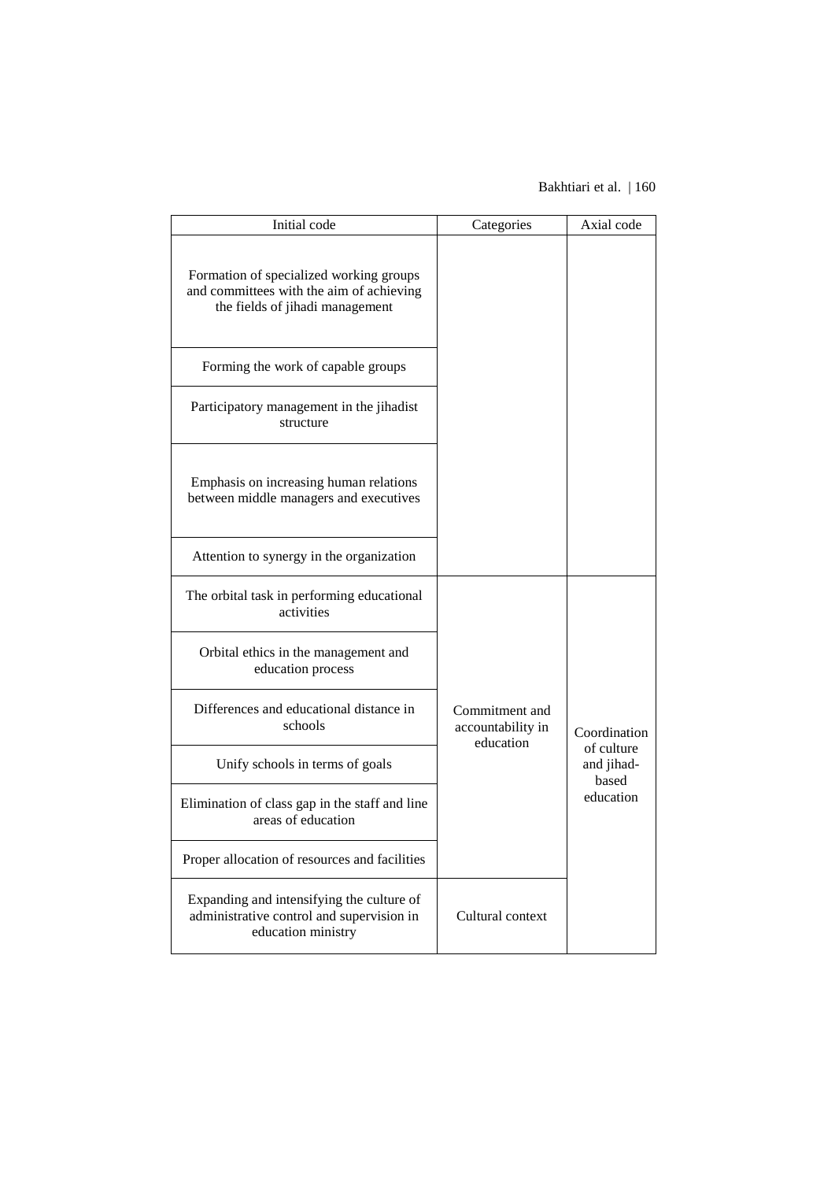| Initial code | Categories | Axial code |
|---|---|---|
| Formation of specialized working groups and committees with the aim of achieving the fields of jihadi management | | |
| Forming the work of capable groups | | |
| Participatory management in the jihadist structure | | |
| Emphasis on increasing human relations between middle managers and executives | | |
| Attention to synergy in the organization | | |
| The orbital task in performing educational activities | Commitment and accountability in education | Coordination of culture and jihad-based education |
| Orbital ethics in the management and education process | | |
| Differences and educational distance in schools | | |
| Unify schools in terms of goals | | |
| Elimination of class gap in the staff and line areas of education | | |
| Proper allocation of resources and facilities | | |
| Expanding and intensifying the culture of administrative control and supervision in education ministry | Cultural context | |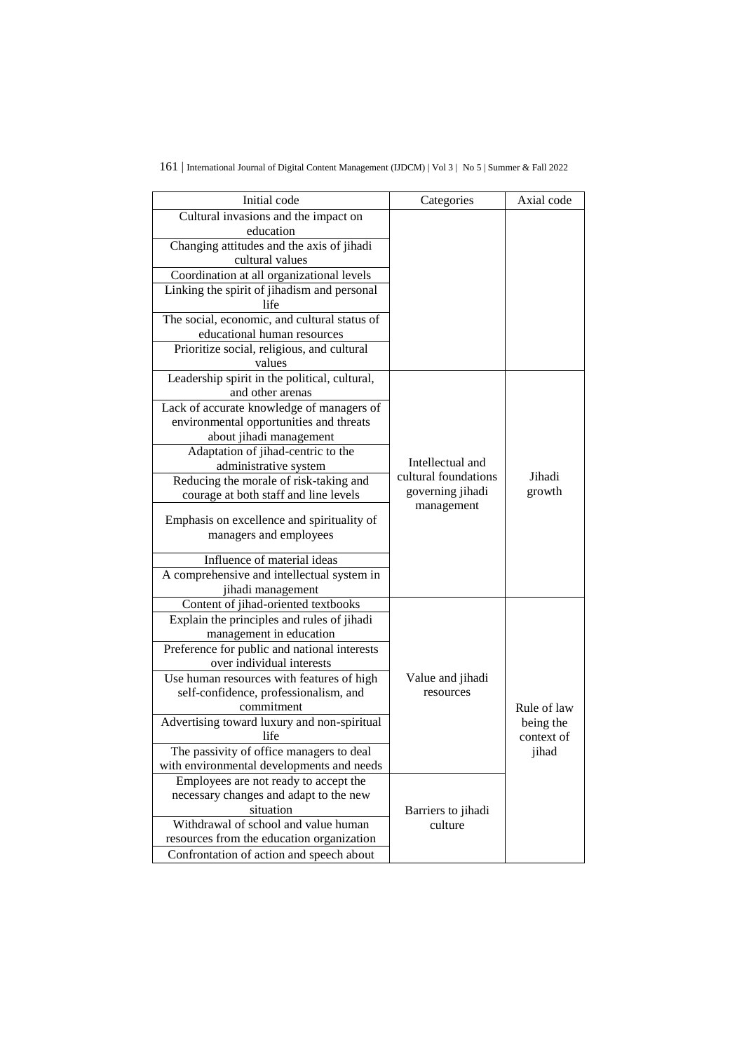| Initial code | Categories | Axial code |
|---|---|---|
| Cultural invasions and the impact on education | | |
| Changing attitudes and the axis of jihadi cultural values | | |
| Coordination at all organizational levels | | |
| Linking the spirit of jihadism and personal life | | |
| The social, economic, and cultural status of educational human resources | | |
| Prioritize social, religious, and cultural values | | |
| Leadership spirit in the political, cultural, and other arenas | Intellectual and cultural foundations governing jihadi management | Jihadi growth |
| Lack of accurate knowledge of managers of environmental opportunities and threats about jihadi management | | |
| Adaptation of jihad-centric to the administrative system | | |
| Reducing the morale of risk-taking and courage at both staff and line levels | | |
| Emphasis on excellence and spirituality of managers and employees | | |
| Influence of material ideas | | |
| A comprehensive and intellectual system in jihadi management | | |
| Content of jihad-oriented textbooks | Value and jihadi resources | Rule of law being the context of jihad |
| Explain the principles and rules of jihadi management in education | | |
| Preference for public and national interests over individual interests | | |
| Use human resources with features of high self-confidence, professionalism, and commitment | | |
| Advertising toward luxury and non-spiritual life | | |
| The passivity of office managers to deal with environmental developments and needs | | |
| Employees are not ready to accept the necessary changes and adapt to the new situation | Barriers to jihadi culture | |
| Withdrawal of school and value human resources from the education organization | | |
| Confrontation of action and speech about | | |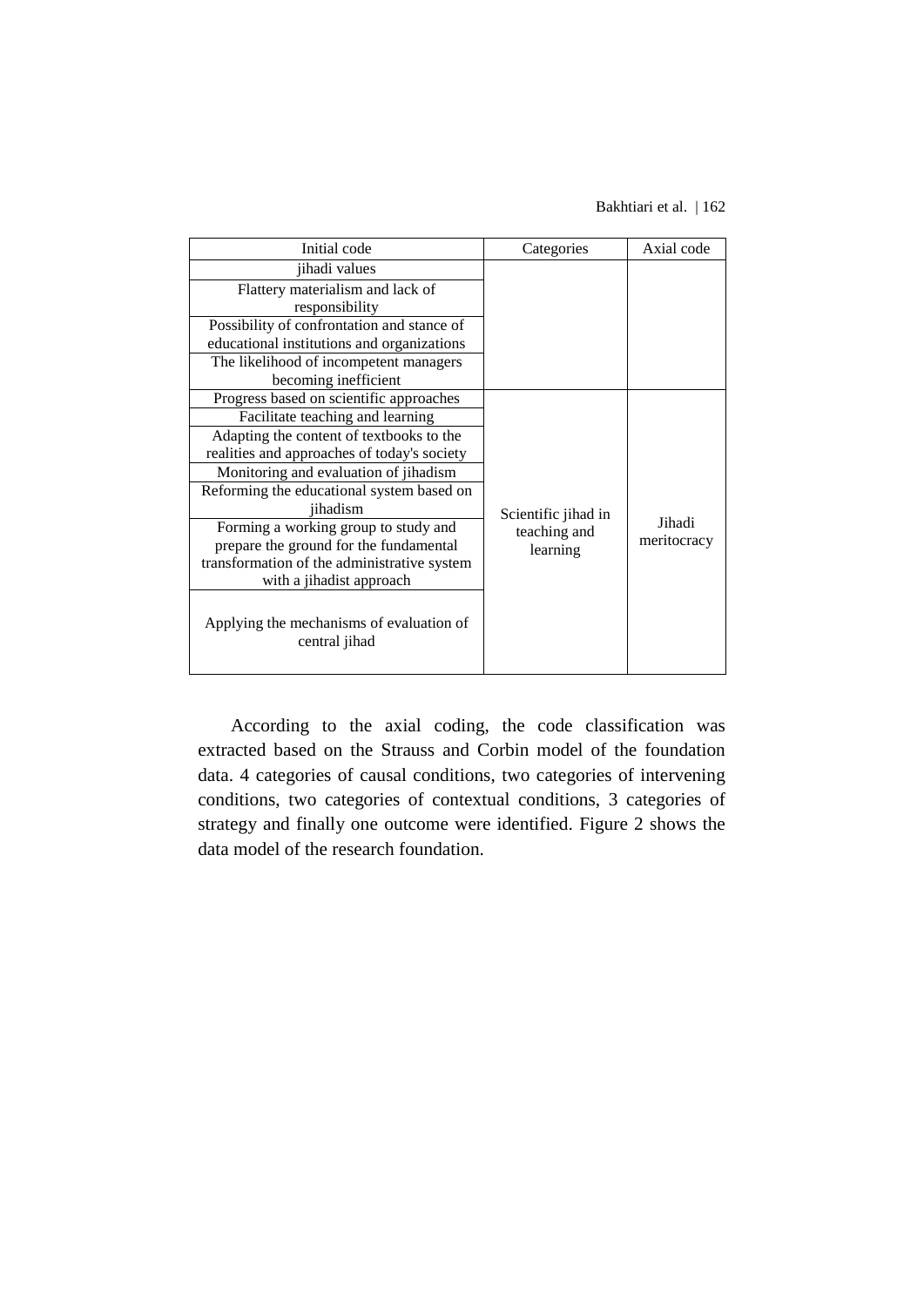| Initial code | Categories | Axial code |
|---|---|---|
| jihadi values | | |
| Flattery materialism and lack of responsibility | | |
| Possibility of confrontation and stance of educational institutions and organizations | | |
| The likelihood of incompetent managers becoming inefficient | | |
| Progress based on scientific approaches | Scientific jihad in teaching and learning | Jihadi meritocracy |
| Facilitate teaching and learning | | |
| Adapting the content of textbooks to the realities and approaches of today's society | | |
| Monitoring and evaluation of jihadism | | |
| Reforming the educational system based on jihadism | | |
| Forming a working group to study and prepare the ground for the fundamental transformation of the administrative system with a jihadist approach | | |
| Applying the mechanisms of evaluation of central jihad | | |

According to the axial coding, the code classification was extracted based on the Strauss and Corbin model of the foundation data. 4 categories of causal conditions, two categories of intervening conditions, two categories of contextual conditions, 3 categories of strategy and finally one outcome were identified. Figure 2 shows the data model of the research foundation.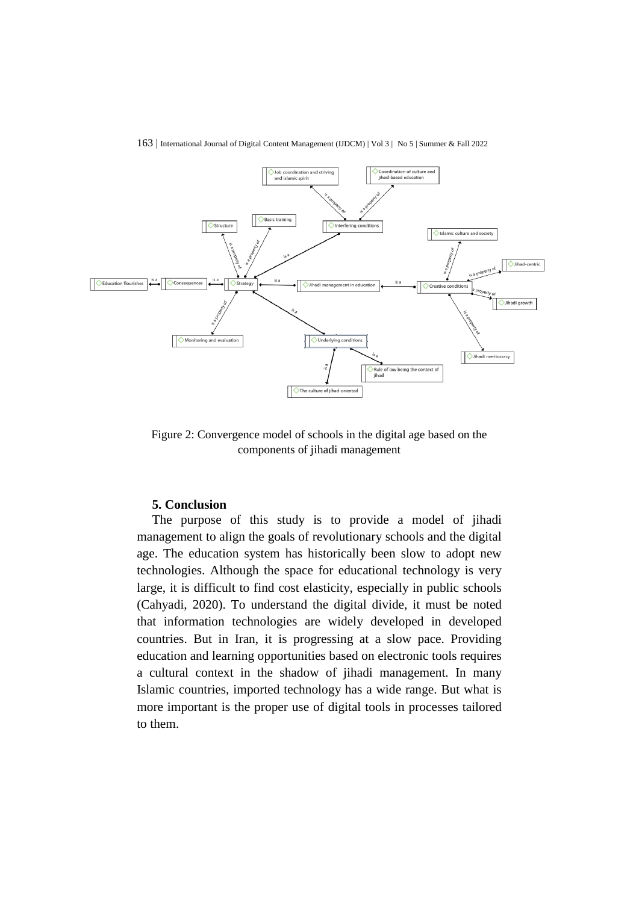Job coordination and striving and islamic spirit

Coordination of culture and jihad-based education

is a property of

is a property of

Structure

Basic training

Interfering conditions

Islamic culture and society

is a property of

is a property of

is a

is a property of

Jihad-centric

is a property of

Education flourishes

is a

Consequences

is a

Strategy

is a

Jihadi management in education

is a

Creative conditions

is a property of

Jihadi growth

is a property of

is a

is a property of

Monitoring and evaluation

Underlying conditions

Jihadi meritocracy

is a

is a

Rule of law being the context of jihad

The culture of jihad-oriented

Figure 2: Convergence model of schools in the digital age based on the components of jihadi management

## 5. Conclusion

The purpose of this study is to provide a model of jihadi management to align the goals of revolutionary schools and the digital age. The education system has historically been slow to adopt new technologies. Although the space for educational technology is very large, it is difficult to find cost elasticity, especially in public schools (Cahyadi, 2020). To understand the digital divide, it must be noted that information technologies are widely developed in developed countries. But in Iran, it is progressing at a slow pace. Providing education and learning opportunities based on electronic tools requires a cultural context in the shadow of jihadi management. In many Islamic countries, imported technology has a wide range. But what is more important is the proper use of digital tools in processes tailored to them.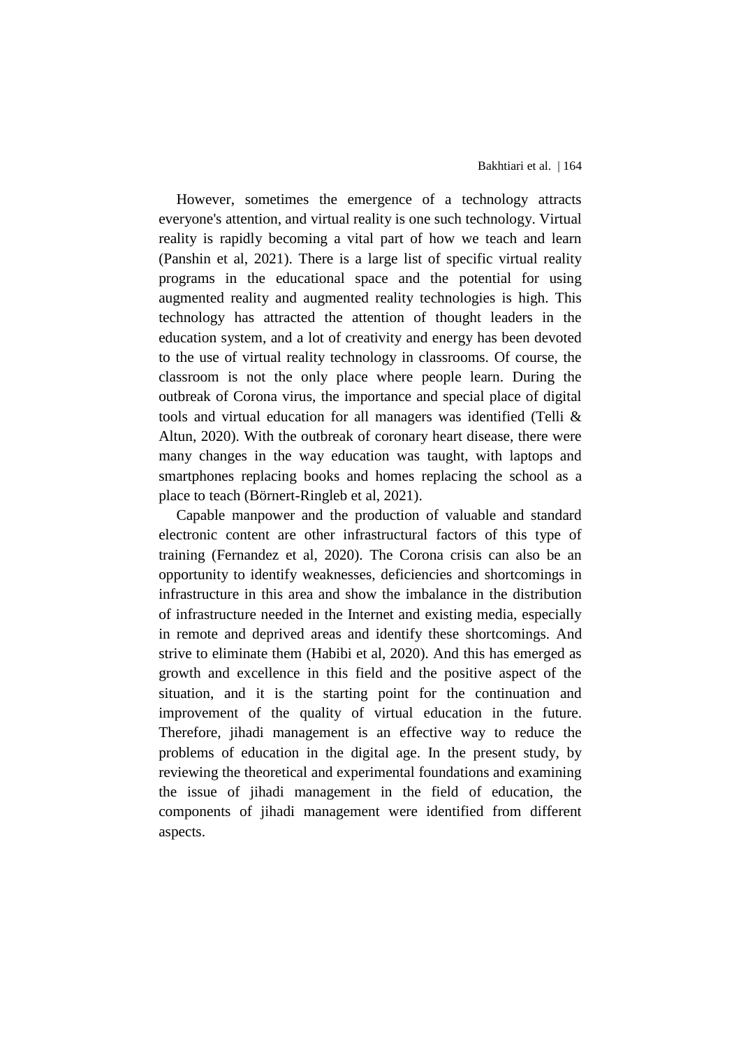However, sometimes the emergence of a technology attracts everyone's attention, and virtual reality is one such technology. Virtual reality is rapidly becoming a vital part of how we teach and learn (Panshin et al, 2021). There is a large list of specific virtual reality programs in the educational space and the potential for using augmented reality and augmented reality technologies is high. This technology has attracted the attention of thought leaders in the education system, and a lot of creativity and energy has been devoted to the use of virtual reality technology in classrooms. Of course, the classroom is not the only place where people learn. During the outbreak of Corona virus, the importance and special place of digital tools and virtual education for all managers was identified (Telli & Altun, 2020). With the outbreak of coronary heart disease, there were many changes in the way education was taught, with laptops and smartphones replacing books and homes replacing the school as a place to teach (Börnert-Ringleb et al, 2021).

Capable manpower and the production of valuable and standard electronic content are other infrastructural factors of this type of training (Fernandez et al, 2020). The Corona crisis can also be an opportunity to identify weaknesses, deficiencies and shortcomings in infrastructure in this area and show the imbalance in the distribution of infrastructure needed in the Internet and existing media, especially in remote and deprived areas and identify these shortcomings. And strive to eliminate them (Habibi et al, 2020). And this has emerged as growth and excellence in this field and the positive aspect of the situation, and it is the starting point for the continuation and improvement of the quality of virtual education in the future. Therefore, jihadi management is an effective way to reduce the problems of education in the digital age. In the present study, by reviewing the theoretical and experimental foundations and examining the issue of jihadi management in the field of education, the components of jihadi management were identified from different aspects.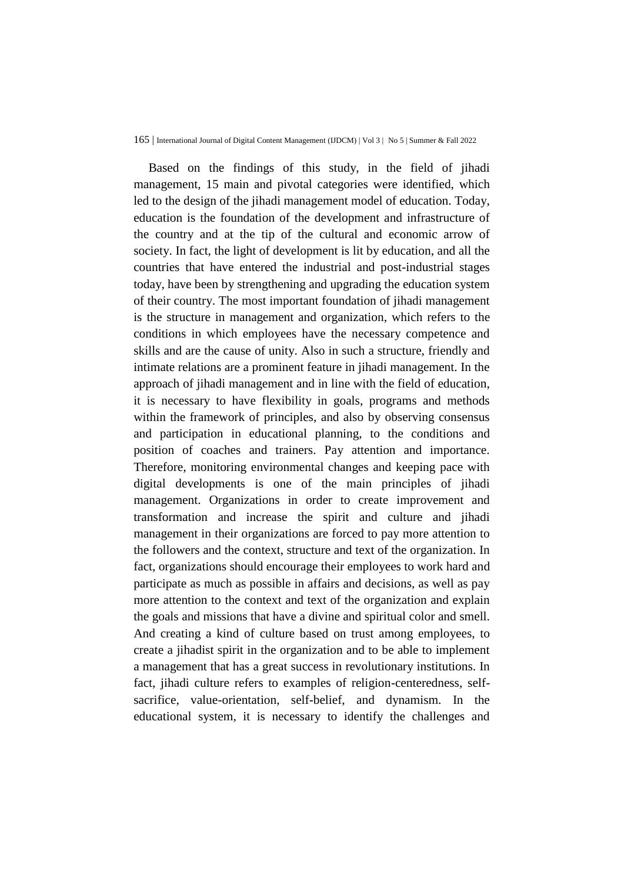Based on the findings of this study, in the field of jihadi management, 15 main and pivotal categories were identified, which led to the design of the jihadi management model of education. Today, education is the foundation of the development and infrastructure of the country and at the tip of the cultural and economic arrow of society. In fact, the light of development is lit by education, and all the countries that have entered the industrial and post-industrial stages today, have been by strengthening and upgrading the education system of their country. The most important foundation of jihadi management is the structure in management and organization, which refers to the conditions in which employees have the necessary competence and skills and are the cause of unity. Also in such a structure, friendly and intimate relations are a prominent feature in jihadi management. In the approach of jihadi management and in line with the field of education, it is necessary to have flexibility in goals, programs and methods within the framework of principles, and also by observing consensus and participation in educational planning, to the conditions and position of coaches and trainers. Pay attention and importance. Therefore, monitoring environmental changes and keeping pace with digital developments is one of the main principles of jihadi management. Organizations in order to create improvement and transformation and increase the spirit and culture and jihadi management in their organizations are forced to pay more attention to the followers and the context, structure and text of the organization. In fact, organizations should encourage their employees to work hard and participate as much as possible in affairs and decisions, as well as pay more attention to the context and text of the organization and explain the goals and missions that have a divine and spiritual color and smell. And creating a kind of culture based on trust among employees, to create a jihadist spirit in the organization and to be able to implement a management that has a great success in revolutionary institutions. In fact, jihadi culture refers to examples of religion-centeredness, self-sacrifice, value-orientation, self-belief, and dynamism. In the educational system, it is necessary to identify the challenges and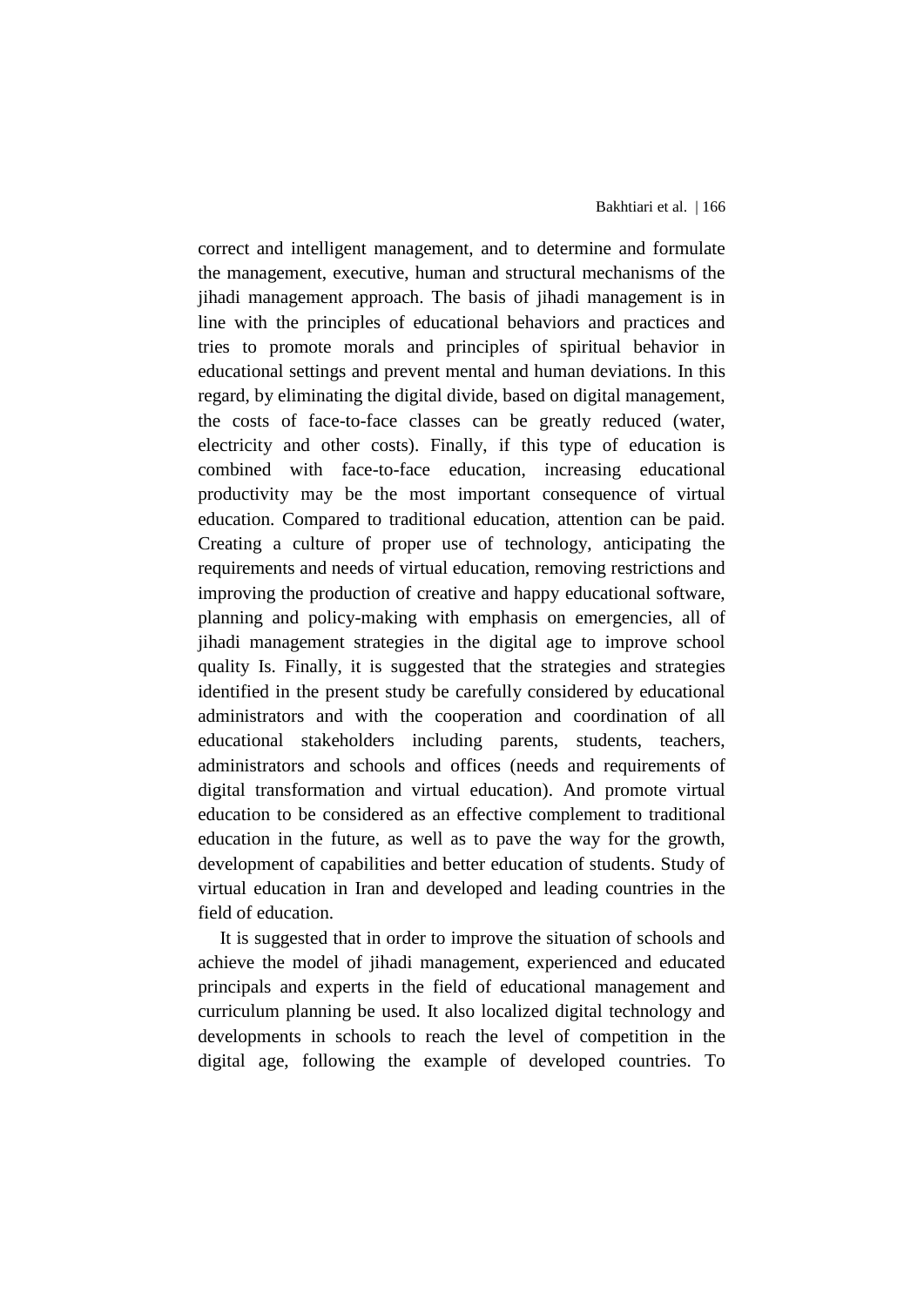correct and intelligent management, and to determine and formulate the management, executive, human and structural mechanisms of the jihadi management approach. The basis of jihadi management is in line with the principles of educational behaviors and practices and tries to promote morals and principles of spiritual behavior in educational settings and prevent mental and human deviations. In this regard, by eliminating the digital divide, based on digital management, the costs of face-to-face classes can be greatly reduced (water, electricity and other costs). Finally, if this type of education is combined with face-to-face education, increasing educational productivity may be the most important consequence of virtual education. Compared to traditional education, attention can be paid. Creating a culture of proper use of technology, anticipating the requirements and needs of virtual education, removing restrictions and improving the production of creative and happy educational software, planning and policy-making with emphasis on emergencies, all of jihadi management strategies in the digital age to improve school quality Is. Finally, it is suggested that the strategies and strategies identified in the present study be carefully considered by educational administrators and with the cooperation and coordination of all educational stakeholders including parents, students, teachers, administrators and schools and offices (needs and requirements of digital transformation and virtual education). And promote virtual education to be considered as an effective complement to traditional education in the future, as well as to pave the way for the growth, development of capabilities and better education of students. Study of virtual education in Iran and developed and leading countries in the field of education.

It is suggested that in order to improve the situation of schools and achieve the model of jihadi management, experienced and educated principals and experts in the field of educational management and curriculum planning be used. It also localized digital technology and developments in schools to reach the level of competition in the digital age, following the example of developed countries. To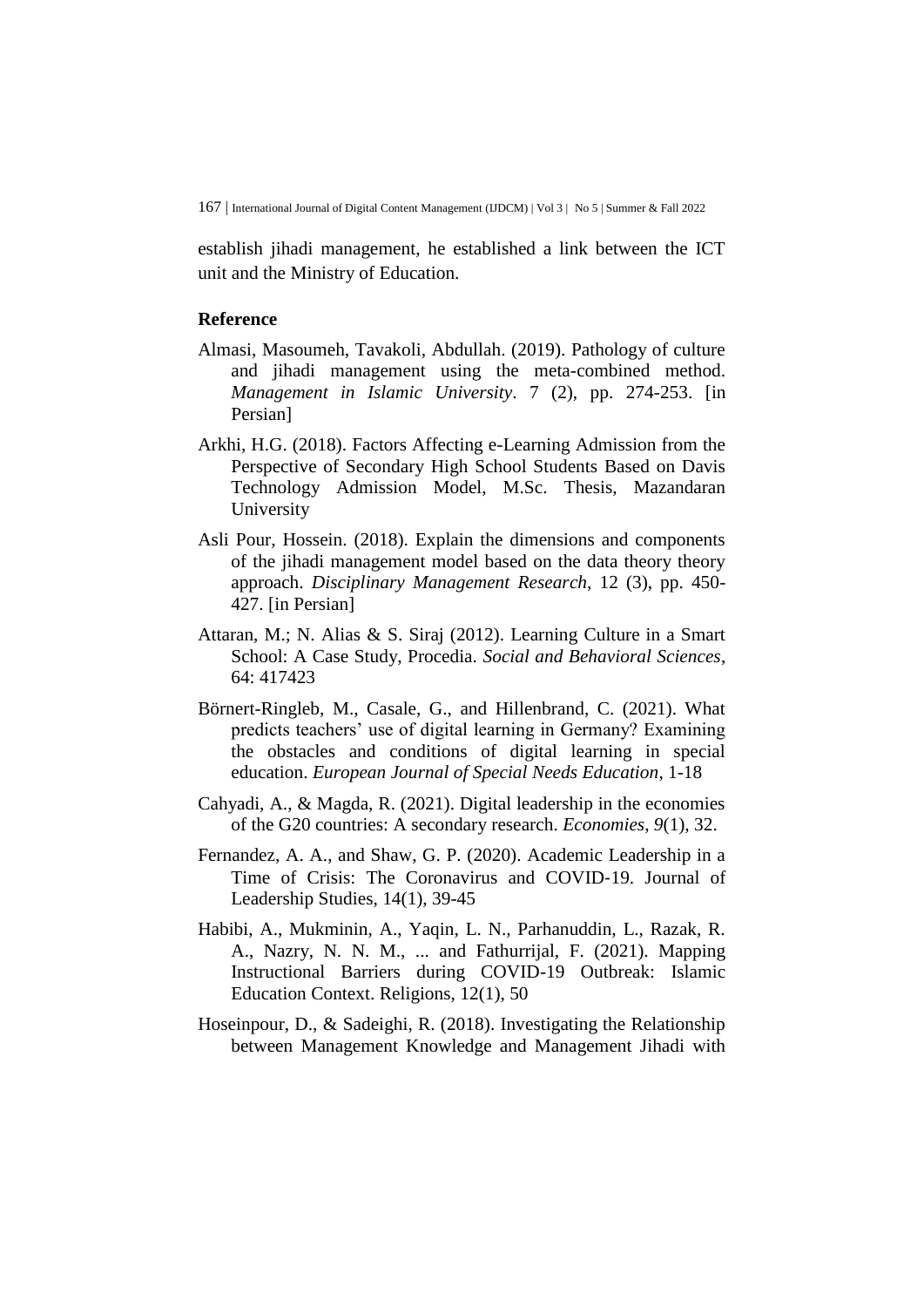establish jihadi management, he established a link between the ICT unit and the Ministry of Education.

**Reference**

Almasi, Masoumeh, Tavakoli, Abdullah. (2019). Pathology of culture and jihadi management using the meta-combined method. *Management in Islamic University*. 7 (2), pp. 274-253. [in Persian]

Arkhi, H.G. (2018). Factors Affecting e-Learning Admission from the Perspective of Secondary High School Students Based on Davis Technology Admission Model, M.Sc. Thesis, Mazandaran University

Asli Pour, Hossein. (2018). Explain the dimensions and components of the jihadi management model based on the data theory theory approach. *Disciplinary Management Research*, 12 (3), pp. 450-427. [in Persian]

Attaran, M.; N. Alias & S. Siraj (2012). Learning Culture in a Smart School: A Case Study, Procedia. *Social and Behavioral Sciences*, 64: 417423

Börnert-Ringleb, M., Casale, G., and Hillenbrand, C. (2021). What predicts teachers' use of digital learning in Germany? Examining the obstacles and conditions of digital learning in special education. *European Journal of Special Needs Education*, 1-18

Cahyadi, A., & Magda, R. (2021). Digital leadership in the economies of the G20 countries: A secondary research. *Economies*, *9*(1), 32.

Fernandez, A. A., and Shaw, G. P. (2020). Academic Leadership in a Time of Crisis: The Coronavirus and COVID‐19. Journal of Leadership Studies, 14(1), 39-45

Habibi, A., Mukminin, A., Yaqin, L. N., Parhanuddin, L., Razak, R. A., Nazry, N. N. M., ... and Fathurrijal, F. (2021). Mapping Instructional Barriers during COVID-19 Outbreak: Islamic Education Context. Religions, 12(1), 50

Hoseinpour, D., & Sadeighi, R. (2018). Investigating the Relationship between Management Knowledge and Management Jihadi with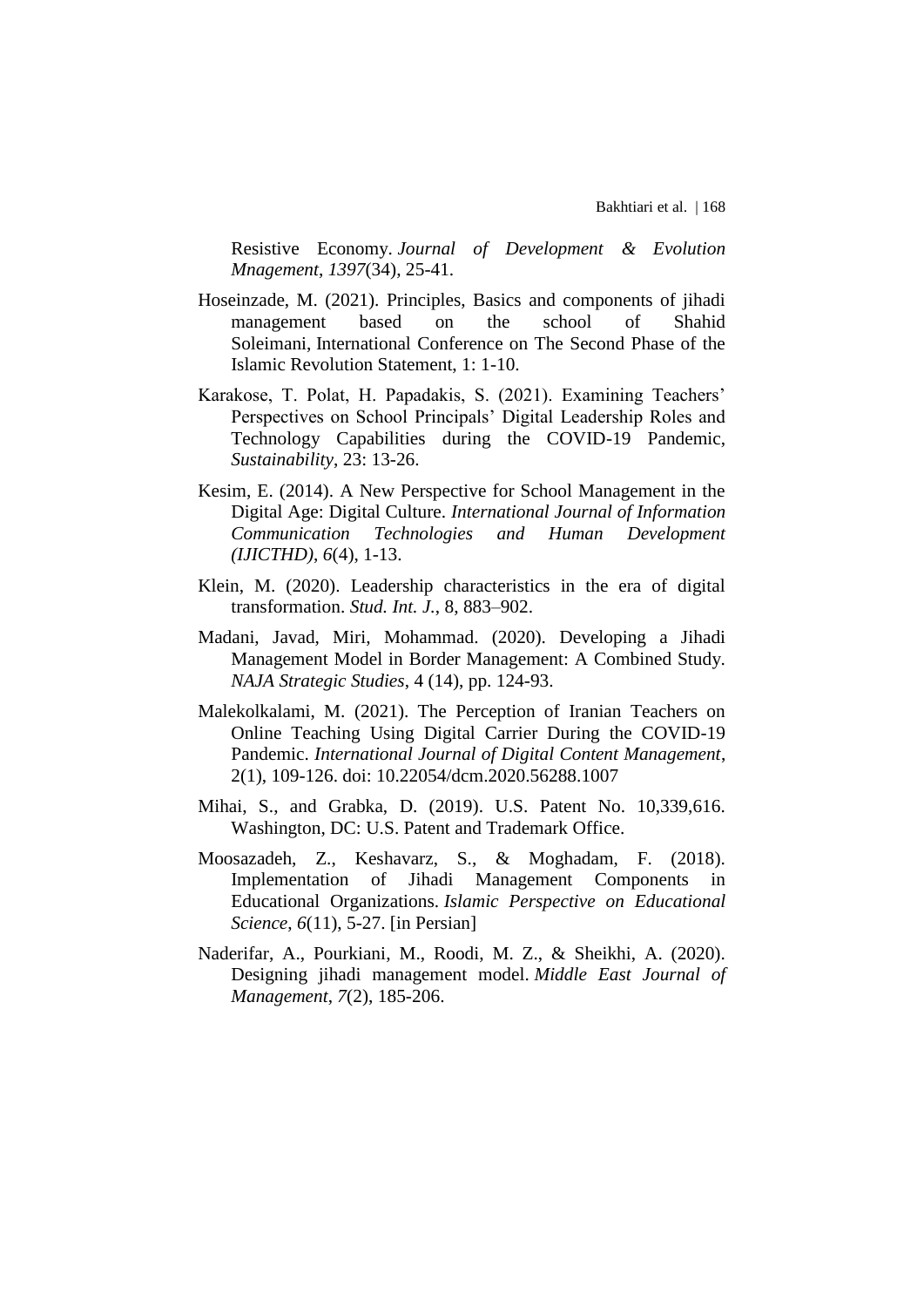Resistive Economy. *Journal of Development & Evolution Mnagement*, *1397*(34), 25-41.

Hoseinzade, M. (2021). Principles, Basics and components of jihadi management based on the school of Shahid Soleimani, International Conference on The Second Phase of the Islamic Revolution Statement, 1: 1-10.

Karakose, T. Polat, H. Papadakis, S. (2021). Examining Teachers' Perspectives on School Principals' Digital Leadership Roles and Technology Capabilities during the COVID-19 Pandemic, *Sustainability*, 23: 13-26.

Kesim, E. (2014). A New Perspective for School Management in the Digital Age: Digital Culture. *International Journal of Information Communication Technologies and Human Development (IJICTHD)*, *6*(4), 1-13.

Klein, M. (2020). Leadership characteristics in the era of digital transformation. *Stud. Int. J.*, 8, 883–902.

Madani, Javad, Miri, Mohammad. (2020). Developing a Jihadi Management Model in Border Management: A Combined Study. *NAJA Strategic Studies*, 4 (14), pp. 124-93.

Malekolkalami, M. (2021). The Perception of Iranian Teachers on Online Teaching Using Digital Carrier During the COVID-19 Pandemic. *International Journal of Digital Content Management*, 2(1), 109-126. doi: 10.22054/dcm.2020.56288.1007

Mihai, S., and Grabka, D. (2019). U.S. Patent No. 10,339,616. Washington, DC: U.S. Patent and Trademark Office.

Moosazadeh, Z., Keshavarz, S., & Moghadam, F. (2018). Implementation of Jihadi Management Components in Educational Organizations. *Islamic Perspective on Educational Science*, *6*(11), 5-27. [in Persian]

Naderifar, A., Pourkiani, M., Roodi, M. Z., & Sheikhi, A. (2020). Designing jihadi management model. *Middle East Journal of Management*, *7*(2), 185-206.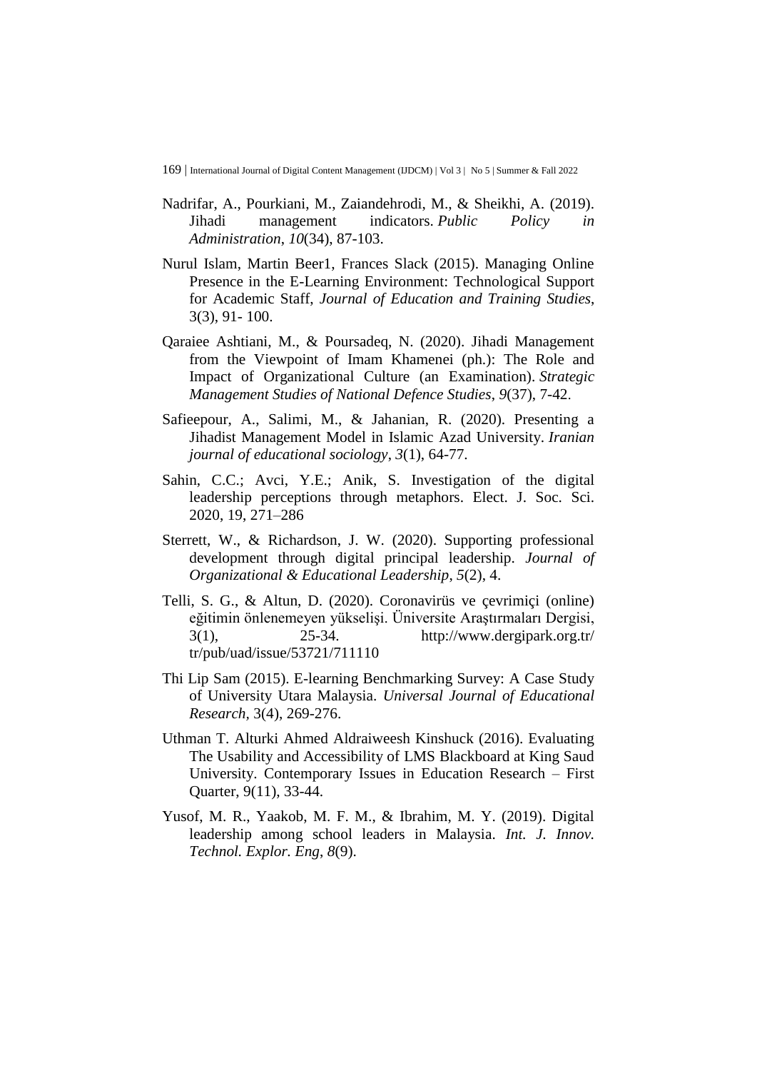Nadrifar, A., Pourkiani, M., Zaiandehrodi, M., & Sheikhi, A. (2019). Jihadi management indicators. *Public Policy in Administration*, *10*(34), 87-103.

Nurul Islam, Martin Beer1, Frances Slack (2015). Managing Online Presence in the E-Learning Environment: Technological Support for Academic Staff, *Journal of Education and Training Studies*, 3(3), 91- 100.

Qaraiee Ashtiani, M., & Poursadeq, N. (2020). Jihadi Management from the Viewpoint of Imam Khamenei (ph.): The Role and Impact of Organizational Culture (an Examination). *Strategic Management Studies of National Defence Studies*, *9*(37), 7-42.

Safieepour, A., Salimi, M., & Jahanian, R. (2020). Presenting a Jihadist Management Model in Islamic Azad University. *Iranian journal of educational sociology*, *3*(1), 64-77.

Sahin, C.C.; Avci, Y.E.; Anik, S. Investigation of the digital leadership perceptions through metaphors. Elect. J. Soc. Sci. 2020, 19, 271–286

Sterrett, W., & Richardson, J. W. (2020). Supporting professional development through digital principal leadership. *Journal of Organizational & Educational Leadership*, *5*(2), 4.

Telli, S. G., & Altun, D. (2020). Coronavirüs ve çevrimiçi (online) eğitimin önlenemeyen yükselişi. Üniversite Araştırmaları Dergisi, 3(1), 25-34. http://www.dergipark.org.tr/tr/pub/uad/issue/53721/711110

Thi Lip Sam (2015). E-learning Benchmarking Survey: A Case Study of University Utara Malaysia. *Universal Journal of Educational Research*, 3(4), 269-276.

Uthman T. Alturki Ahmed Aldraiweesh Kinshuck (2016). Evaluating The Usability and Accessibility of LMS Blackboard at King Saud University. Contemporary Issues in Education Research – First Quarter, 9(11), 33-44.

Yusof, M. R., Yaakob, M. F. M., & Ibrahim, M. Y. (2019). Digital leadership among school leaders in Malaysia. *Int. J. Innov. Technol. Explor. Eng*, *8*(9).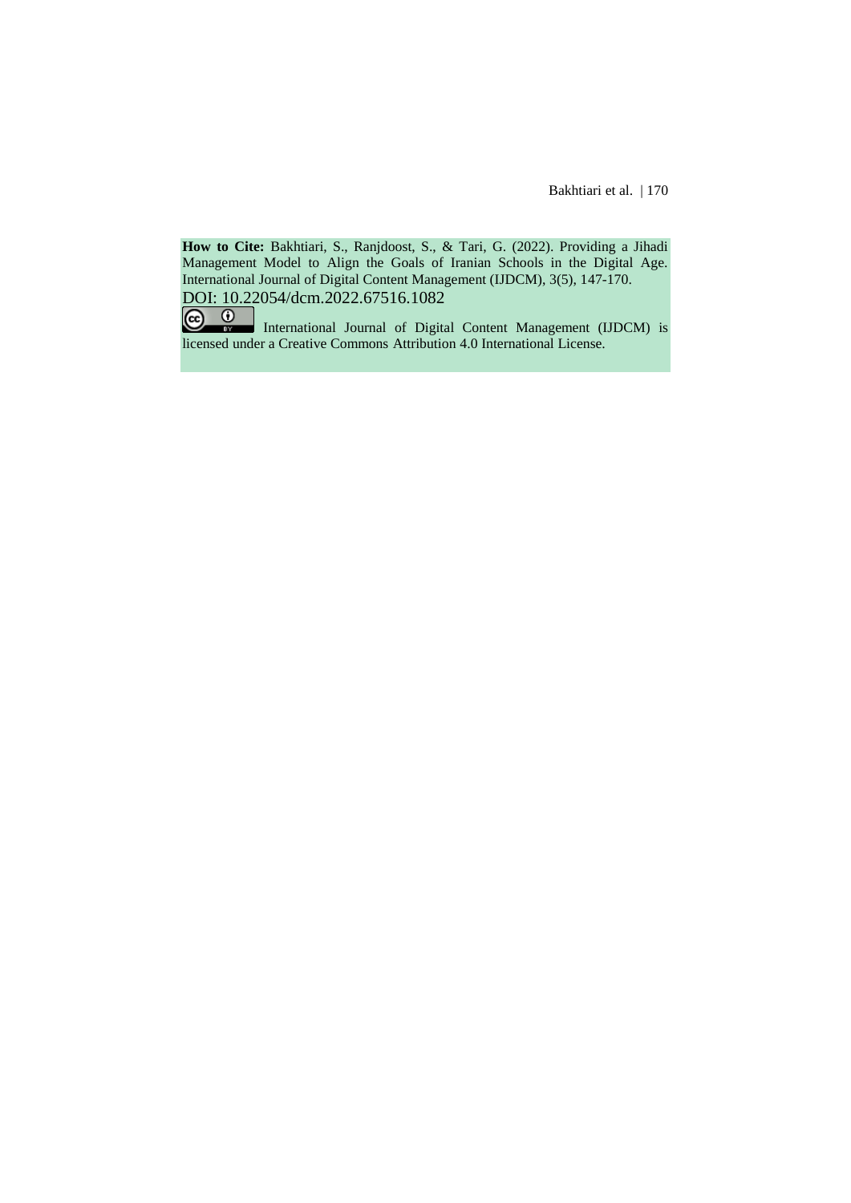**How to Cite:** Bakhtiari, S., Ranjdoost, S., & Tari, G. (2022). Providing a Jihadi Management Model to Align the Goals of Iranian Schools in the Digital Age. International Journal of Digital Content Management (IJDCM), 3(5), 147-170.

DOI: 10.22054/dcm.2022.67516.1082

International Journal of Digital Content Management (IJDCM) is licensed under a Creative Commons Attribution 4.0 International License.